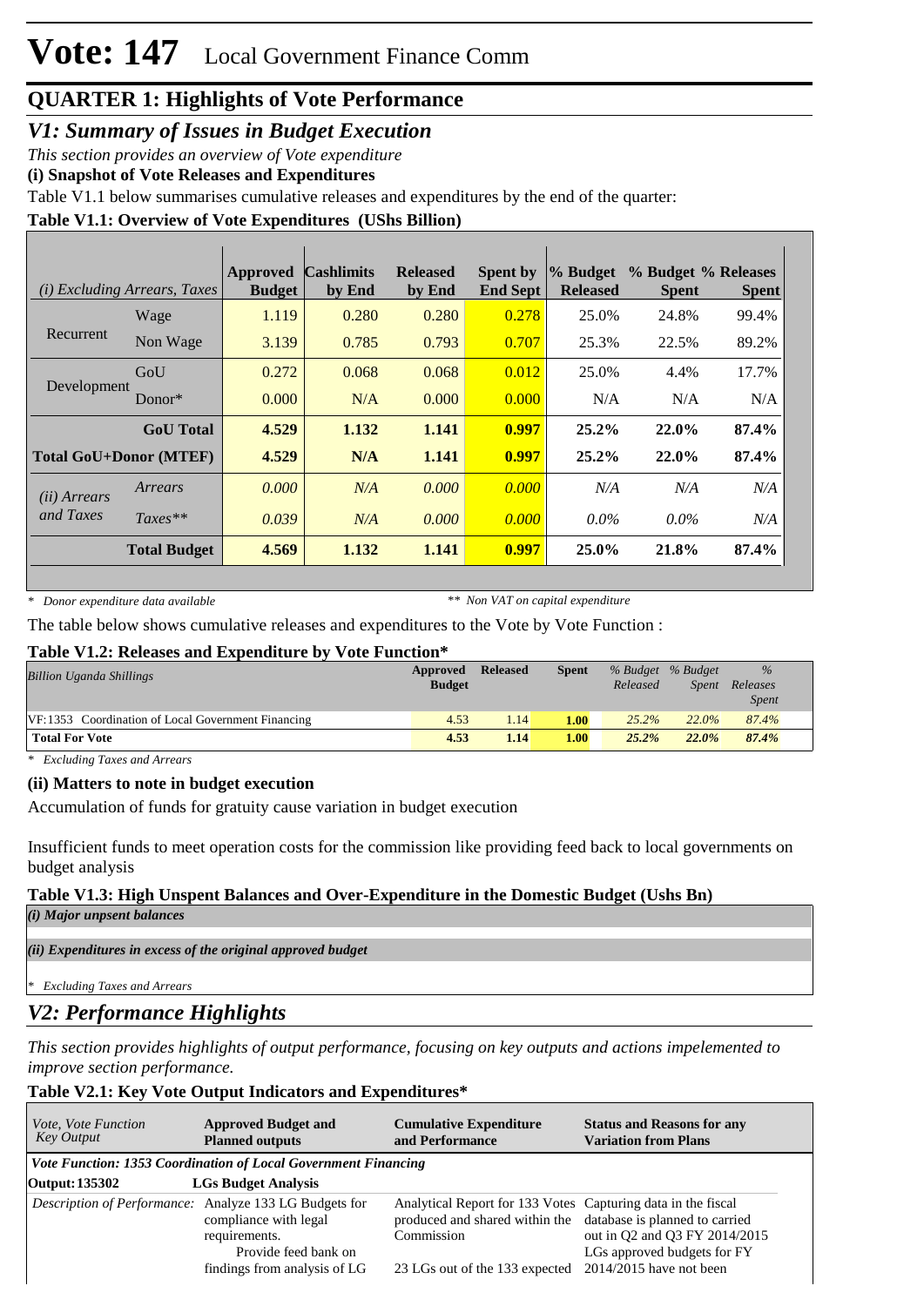# Vote: 147 Local Government Finance Comm

## QUARTER 1: Highlights of Vote Performance

### V1: Summary of Issues in Budget Execution

*This section provides an overview of Vote expenditure*

**(i) Snapshot of Vote Releases and Expenditures**

Table V1.1 below summarises cumulative releases and expenditures by the end of the quarter:

**Table V1.1: Overview of Vote Expenditures (UShs Billion)**

| *(i) Excluding Arrears, Taxes* | | Approved Budget | Cashlimits by End | Released by End | Spent by End Sept | % Budget Released | % Budget Spent | % Releases Spent |
|---|---|---|---|---|---|---|---|---|
| Recurrent | Wage | 1.119 | 0.280 | 0.280 | 0.278 | 25.0% | 24.8% | 99.4% |
| | Non Wage | 3.139 | 0.785 | 0.793 | 0.707 | 25.3% | 22.5% | 89.2% |
| Development | GoU | 0.272 | 0.068 | 0.068 | 0.012 | 25.0% | 4.4% | 17.7% |
| | Donor* | 0.000 | N/A | 0.000 | 0.000 | N/A | N/A | N/A |
| | **GoU Total** | **4.529** | **1.132** | **1.141** | **0.997** | **25.2%** | **22.0%** | **87.4%** |
| **Total GoU+Donor (MTEF)** | | **4.529** | **N/A** | **1.141** | **0.997** | **25.2%** | **22.0%** | **87.4%** |
| *(ii) Arrears and Taxes* | *Arrears* | *0.000* | *N/A* | *0.000* | *0.000* | *N/A* | *N/A* | *N/A* |
| | *Taxes*** | *0.039* | *N/A* | *0.000* | *0.000* | *0.0%* | *0.0%* | *N/A* |
| | **Total Budget** | **4.569** | **1.132** | **1.141** | **0.997** | **25.0%** | **21.8%** | **87.4%** |

*\* Donor expenditure data available* *\*\* Non VAT on capital expenditure*

The table below shows cumulative releases and expenditures to the Vote by Vote Function :

**Table V1.2: Releases and Expenditure by Vote Function***

| *Billion Uganda Shillings* | Approved Budget | Released | Spent | *% Budget Released* | *% Budget Spent* | *% Releases Spent* |
|---|---|---|---|---|---|---|
| VF:1353 Coordination of Local Government Financing | 4.53 | 1.14 | **1.00** | *25.2%* | *22.0%* | *87.4%* |
| **Total For Vote** | **4.53** | **1.14** | **1.00** | ***25.2%*** | ***22.0%*** | ***87.4%*** |

*\* Excluding Taxes and Arrears*

**(ii) Matters to note in budget execution**

Accumulation of funds for gratuity cause variation in budget execution

Insufficient funds to meet operation costs for the commission like providing feed back to local governments on budget analysis

**Table V1.3: High Unspent Balances and Over-Expenditure in the Domestic Budget (Ushs Bn)**

***(i) Major unpent balances***

***(ii) Expenditures in excess of the original approved budget***

*\* Excluding Taxes and Arrears*

### V2: Performance Highlights

*This section provides highlights of output performance, focusing on key outputs and actions impelemented to improve section performance.*

**Table V2.1: Key Vote Output Indicators and Expenditures***

| *Vote, Vote Function Key Output* | Approved Budget and Planned outputs | Cumulative Expenditure and Performance | Status and Reasons for any Variation from Plans |
|---|---|---|---|
| ***Vote Function: 1353 Coordination of Local Government Financing*** | | | |
| **Output: 135302** | **LGs Budget Analysis** | | |
| *Description of Performance:* | Analyze 133 LG Budgets for compliance with legal requirements. Provide feed bank on findings from analysis of LG | Analytical Report for 133 Votes produced and shared within the Commission<br><br>23 LGs out of the 133 expected | Capturing data in the fiscal database is planned to carried out in Q2 and Q3 FY 2014/2015 LGs approved budgets for FY 2014/2015 have not been |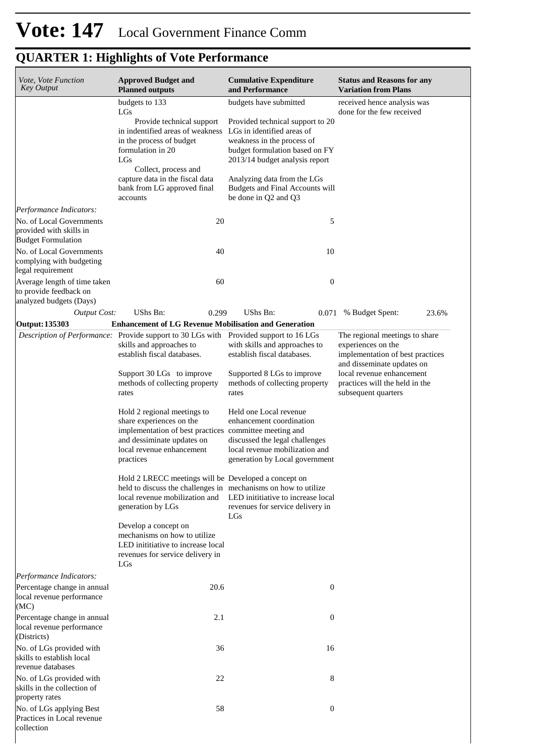# Vote: 147 Local Government Finance Comm

## QUARTER 1: Highlights of Vote Performance

| *Vote, Vote Function Key Output* | **Approved Budget and Planned outputs** | **Cumulative Expenditure and Performance** | **Status and Reasons for any Variation from Plans** |
|---|---|---|---|
| | budgets to 133 LGs<br>Provide technical support in indentified areas of weakness in the process of budget formulation in 20 LGs<br>Collect, process and capture data in the fiscal data bank from LG approved final accounts | budgets have submitted<br><br>Provided technical support to 20 LGs in identified areas of weakness in the process of budget formulation based on FY 2013/14 budget analysis report<br><br>Analyzing data from the LGs Budgets and Final Accounts will be done in Q2 and Q3 | received hence analysis was done for the few received |
| *Performance Indicators:* | | | |
| No. of Local Governments provided with skills in Budget Formulation | 20 | 5 | |
| No. of Local Governments complying with budgeting legal requirement | 40 | 10 | |
| Average length of time taken to provide feedback on analyzed budgets (Days) | 60 | 0 | |
| *Output Cost:* | UShs Bn: 0.299 | UShs Bn: 0.071 | % Budget Spent: 23.6% |
| **Output: 135303** | **Enhancement of LG Revenue Mobilisation and Generation** | | |
| *Description of Performance:* | Provide support to 30 LGs with skills and approaches to establish fiscal databases.<br><br>Support 30 LGs to improve methods of collecting property rates<br><br>Hold 2 regional meetings to share experiences on the implementation of best practices and dessiminate updates on local revenue enhancement practices<br><br>Hold 2 LRECC meetings will be held to discuss the challenges in local revenue mobilization and generation by LGs<br><br>Develop a concept on mechanisms on how to utilize LED inititiative to increase local revenues for service delivery in LGs | Provided support to 16 LGs with skills and approaches to establish fiscal databases.<br><br>Supported 8 LGs to improve methods of collecting property rates<br><br>Held one Local revenue enhancement coordination committee meeting and discussed the legal challenges local revenue mobilization and generation by Local government<br><br>Developed a concept on mechanisms on how to utilize LED inititiative to increase local revenues for service delivery in LGs | The regional meetings to share experiences on the implementation of best practices and disseminate updates on local revenue enhancement practices will the held in the subsequent quarters |
| *Performance Indicators:* | | | |
| Percentage change in annual local revenue performance (MC) | 20.6 | 0 | |
| Percentage change in annual local revenue performance (Districts) | 2.1 | 0 | |
| No. of LGs provided with skills to establish local revenue databases | 36 | 16 | |
| No. of LGs provided with skills in the collection of property rates | 22 | 8 | |
| No. of LGs applying Best Practices in Local revenue collection | 58 | 0 | |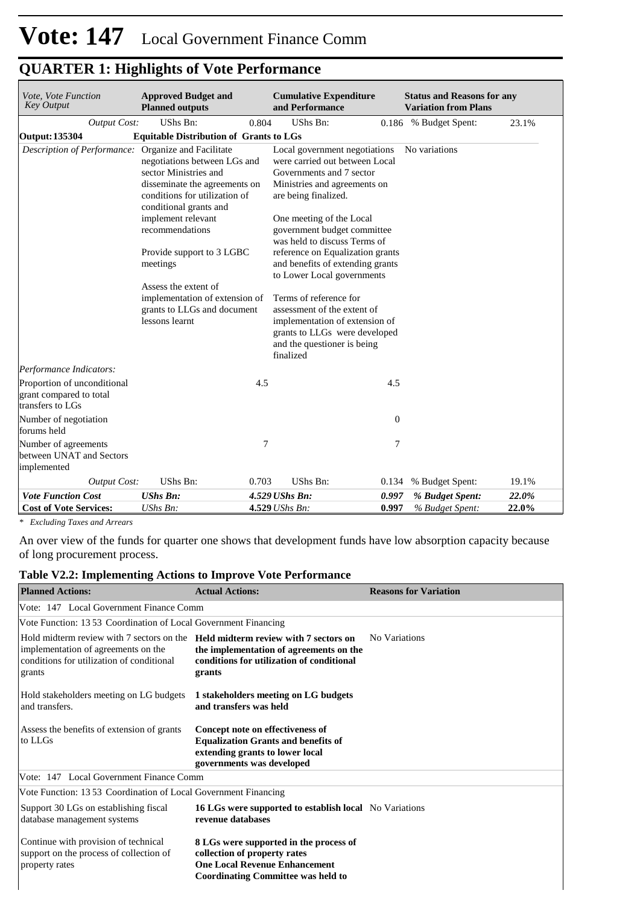# Vote: 147 Local Government Finance Comm

## QUARTER 1: Highlights of Vote Performance

| *Vote, Vote Function Key Output* | **Approved Budget and Planned outputs** | | **Cumulative Expenditure and Performance** | | **Status and Reasons for any Variation from Plans** | |
|---|---|---|---|---|---|---|
| *Output Cost:* | UShs Bn: | 0.804 | UShs Bn: | 0.186 | % Budget Spent: | 23.1% |
| **Output: 135304** | **Equitable Distribution of Grants to LGs** | | | | | |
| *Description of Performance:* | Organize and Facilitate negotiations between LGs and sector Ministries and disseminate the agreements on conditions for utilization of conditional grants and implement relevant recommendations<br><br>Provide support to 3 LGBC meetings<br><br>Assess the extent of implementation of extension of grants to LLGs and document lessons learnt | | Local government negotiations were carried out between Local Governments and 7 sector Ministries and agreements on are being finalized.<br><br>One meeting of the Local government budget committee was held to discuss Terms of reference on Equalization grants and benefits of extending grants to Lower Local governments<br><br>Terms of reference for assessment of the extent of implementation of extension of grants to LLGs were developed and the questioner is being finalized | | No variations | |
| *Performance Indicators:* | | | | | | |
| Proportion of unconditional grant compared to total transfers to LGs | | 4.5 | | 4.5 | | |
| Number of negotiation forums held | | | | 0 | | |
| Number of agreements between UNAT and Sectors implemented | | 7 | | 7 | | |
| *Output Cost:* | UShs Bn: | 0.703 | UShs Bn: | 0.134 | % Budget Spent: | 19.1% |
| ***Vote Function Cost*** | ***UShs Bn:*** | ***4.529*** | ***UShs Bn:*** | ***0.997*** | ***% Budget Spent:*** | ***22.0%*** |
| **Cost of Vote Services:** | *UShs Bn:* | **4.529** | *UShs Bn:* | **0.997** | *% Budget Spent:* | **22.0%** |

*\* Excluding Taxes and Arrears*

An over view of the funds for quarter one shows that development funds have low absorption capacity because of long procurement process.

### Table V2.2: Implementing Actions to Improve Vote Performance

| **Planned Actions:** | **Actual Actions:** | **Reasons for Variation** |
|---|---|---|
| Vote: 147 Local Government Finance Comm | | |
| Vote Function: 13 53 Coordination of Local Government Financing | | |
| Hold midterm review with 7 sectors on the implementation of agreements on the conditions for utilization of conditional grants | **Held midterm review with 7 sectors on the implementation of agreements on the conditions for utilization of conditional grants** | No Variations |
| Hold stakeholders meeting on LG budgets and transfers. | **1 stakeholders meeting on LG budgets and transfers was held** | |
| Assess the benefits of extension of grants to LLGs | **Concept note on effectiveness of Equalization Grants and benefits of extending grants to lower local governments was developed** | |
| Vote: 147 Local Government Finance Comm | | |
| Vote Function: 13 53 Coordination of Local Government Financing | | |
| Support 30 LGs on establishing fiscal database management systems | **16 LGs were supported to establish local revenue databases** | No Variations |
| Continue with provision of technical support on the process of collection of property rates | **8 LGs were supported in the process of collection of property rates**<br>**One Local Revenue Enhancement Coordinating Committee was held to** | |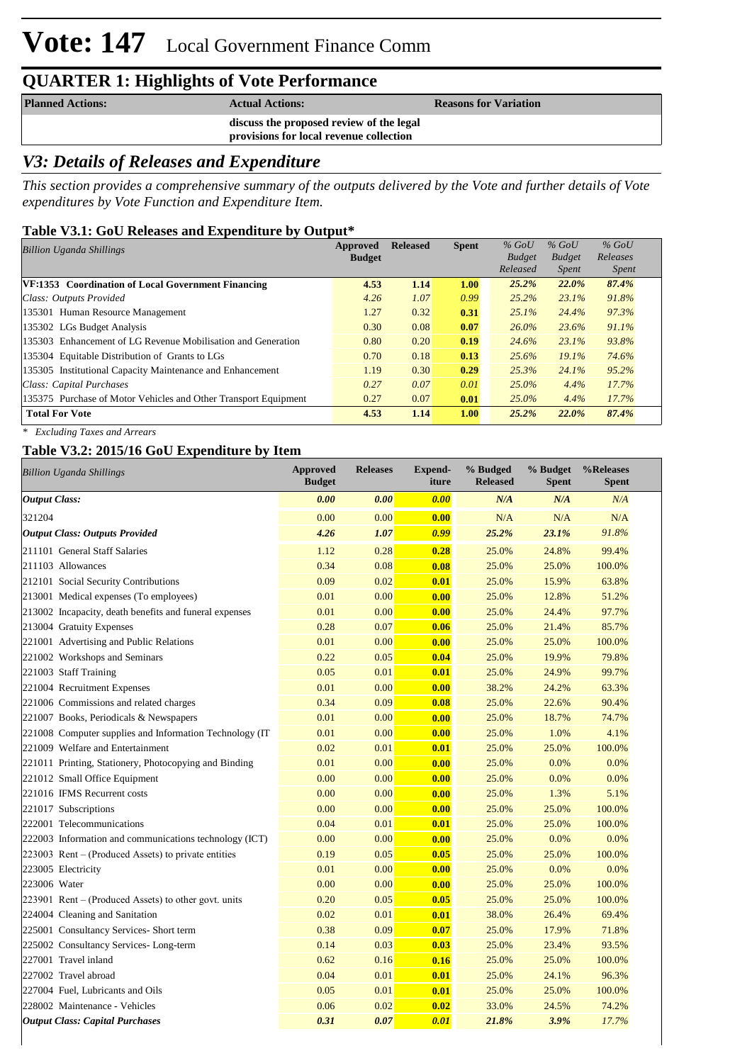# Vote: 147 Local Government Finance Comm

## QUARTER 1: Highlights of Vote Performance

| Planned Actions: | Actual Actions: | Reasons for Variation |
|---|---|---|
| | discuss the proposed review of the legal provisions for local revenue collection | |

## *V3: Details of Releases and Expenditure*

*This section provides a comprehensive summary of the outputs delivered by the Vote and further details of Vote expenditures by Vote Function and Expenditure Item.*

### Table V3.1: GoU Releases and Expenditure by Output*

| *Billion Uganda Shillings* | Approved Budget | Released | Spent | *% GoU Budget Released* | *% GoU Budget Spent* | *% GoU Releases Spent* |
|---|---|---|---|---|---|---|
| **VF:1353 Coordination of Local Government Financing** | **4.53** | **1.14** | **1.00** | ***25.2%*** | ***22.0%*** | ***87.4%*** |
| *Class: Outputs Provided* | *4.26* | *1.07* | *0.99* | *25.2%* | *23.1%* | *91.8%* |
| 135301 Human Resource Management | 1.27 | 0.32 | **0.31** | *25.1%* | *24.4%* | *97.3%* |
| 135302 LGs Budget Analysis | 0.30 | 0.08 | **0.07** | *26.0%* | *23.6%* | *91.1%* |
| 135303 Enhancement of LG Revenue Mobilisation and Generation | 0.80 | 0.20 | **0.19** | *24.6%* | *23.1%* | *93.8%* |
| 135304 Equitable Distribution of Grants to LGs | 0.70 | 0.18 | **0.13** | *25.6%* | *19.1%* | *74.6%* |
| 135305 Institutional Capacity Maintenance and Enhancement | 1.19 | 0.30 | **0.29** | *25.3%* | *24.1%* | *95.2%* |
| *Class: Capital Purchases* | *0.27* | *0.07* | *0.01* | *25.0%* | *4.4%* | *17.7%* |
| 135375 Purchase of Motor Vehicles and Other Transport Equipment | 0.27 | 0.07 | **0.01** | *25.0%* | *4.4%* | *17.7%* |
| **Total For Vote** | **4.53** | **1.14** | **1.00** | ***25.2%*** | ***22.0%*** | ***87.4%*** |

*\* Excluding Taxes and Arrears*

### Table V3.2: 2015/16 GoU Expenditure by Item

| *Billion Uganda Shillings* | Approved Budget | Releases | Expend-iture | % Budged Released | % Budget Spent | %Releases Spent |
|---|---|---|---|---|---|---|
| ***Output Class:*** | ***0.00*** | ***0.00*** | ***0.00*** | ***N/A*** | ***N/A*** | *N/A* |
| 321204 | 0.00 | 0.00 | **0.00** | N/A | N/A | N/A |
| ***Output Class: Outputs Provided*** | ***4.26*** | ***1.07*** | ***0.99*** | ***25.2%*** | ***23.1%*** | *91.8%* |
| 211101 General Staff Salaries | 1.12 | 0.28 | **0.28** | 25.0% | 24.8% | 99.4% |
| 211103 Allowances | 0.34 | 0.08 | **0.08** | 25.0% | 25.0% | 100.0% |
| 212101 Social Security Contributions | 0.09 | 0.02 | **0.01** | 25.0% | 15.9% | 63.8% |
| 213001 Medical expenses (To employees) | 0.01 | 0.00 | **0.00** | 25.0% | 12.8% | 51.2% |
| 213002 Incapacity, death benefits and funeral expenses | 0.01 | 0.00 | **0.00** | 25.0% | 24.4% | 97.7% |
| 213004 Gratuity Expenses | 0.28 | 0.07 | **0.06** | 25.0% | 21.4% | 85.7% |
| 221001 Advertising and Public Relations | 0.01 | 0.00 | **0.00** | 25.0% | 25.0% | 100.0% |
| 221002 Workshops and Seminars | 0.22 | 0.05 | **0.04** | 25.0% | 19.9% | 79.8% |
| 221003 Staff Training | 0.05 | 0.01 | **0.01** | 25.0% | 24.9% | 99.7% |
| 221004 Recruitment Expenses | 0.01 | 0.00 | **0.00** | 38.2% | 24.2% | 63.3% |
| 221006 Commissions and related charges | 0.34 | 0.09 | **0.08** | 25.0% | 22.6% | 90.4% |
| 221007 Books, Periodicals & Newspapers | 0.01 | 0.00 | **0.00** | 25.0% | 18.7% | 74.7% |
| 221008 Computer supplies and Information Technology (IT | 0.01 | 0.00 | **0.00** | 25.0% | 1.0% | 4.1% |
| 221009 Welfare and Entertainment | 0.02 | 0.01 | **0.01** | 25.0% | 25.0% | 100.0% |
| 221011 Printing, Stationery, Photocopying and Binding | 0.01 | 0.00 | **0.00** | 25.0% | 0.0% | 0.0% |
| 221012 Small Office Equipment | 0.00 | 0.00 | **0.00** | 25.0% | 0.0% | 0.0% |
| 221016 IFMS Recurrent costs | 0.00 | 0.00 | **0.00** | 25.0% | 1.3% | 5.1% |
| 221017 Subscriptions | 0.00 | 0.00 | **0.00** | 25.0% | 25.0% | 100.0% |
| 222001 Telecommunications | 0.04 | 0.01 | **0.01** | 25.0% | 25.0% | 100.0% |
| 222003 Information and communications technology (ICT) | 0.00 | 0.00 | **0.00** | 25.0% | 0.0% | 0.0% |
| 223003 Rent – (Produced Assets) to private entities | 0.19 | 0.05 | **0.05** | 25.0% | 25.0% | 100.0% |
| 223005 Electricity | 0.01 | 0.00 | **0.00** | 25.0% | 0.0% | 0.0% |
| 223006 Water | 0.00 | 0.00 | **0.00** | 25.0% | 25.0% | 100.0% |
| 223901 Rent – (Produced Assets) to other govt. units | 0.20 | 0.05 | **0.05** | 25.0% | 25.0% | 100.0% |
| 224004 Cleaning and Sanitation | 0.02 | 0.01 | **0.01** | 38.0% | 26.4% | 69.4% |
| 225001 Consultancy Services- Short term | 0.38 | 0.09 | **0.07** | 25.0% | 17.9% | 71.8% |
| 225002 Consultancy Services- Long-term | 0.14 | 0.03 | **0.03** | 25.0% | 23.4% | 93.5% |
| 227001 Travel inland | 0.62 | 0.16 | **0.16** | 25.0% | 25.0% | 100.0% |
| 227002 Travel abroad | 0.04 | 0.01 | **0.01** | 25.0% | 24.1% | 96.3% |
| 227004 Fuel, Lubricants and Oils | 0.05 | 0.01 | **0.01** | 25.0% | 25.0% | 100.0% |
| 228002 Maintenance - Vehicles | 0.06 | 0.02 | **0.02** | 33.0% | 24.5% | 74.2% |
| ***Output Class: Capital Purchases*** | ***0.31*** | ***0.07*** | ***0.01*** | ***21.8%*** | ***3.9%*** | *17.7%* |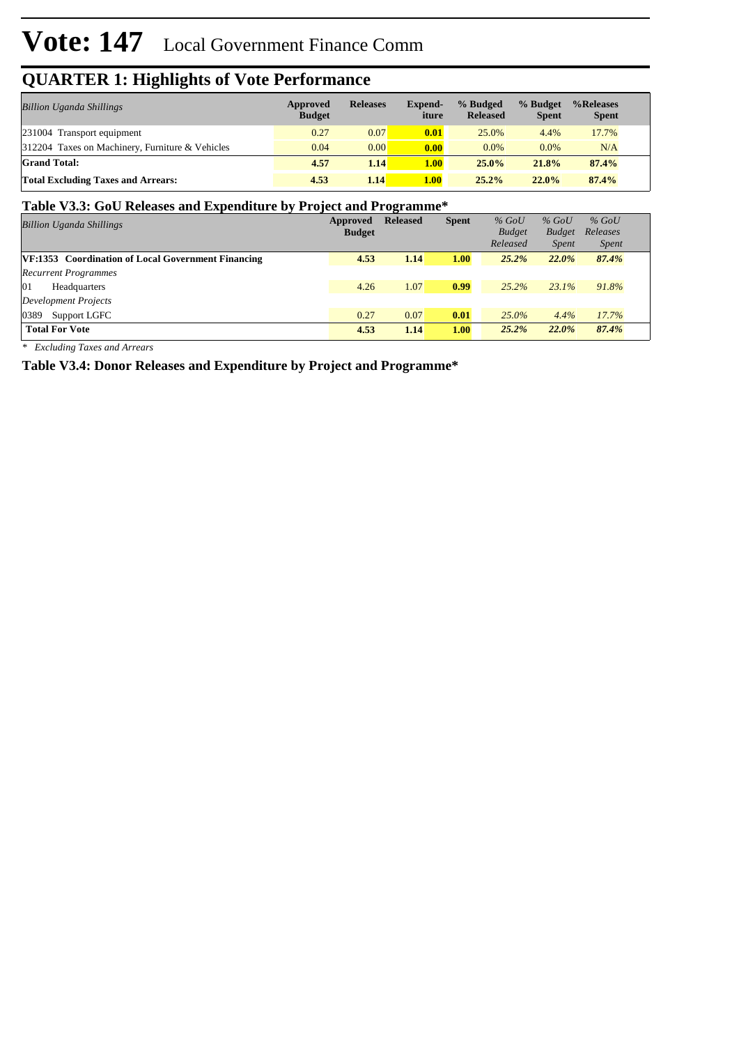# Vote: 147 Local Government Finance Comm

## QUARTER 1: Highlights of Vote Performance

| *Billion Uganda Shillings* | Approved Budget | Releases | Expend-iture | % Budged Released | % Budget Spent | %Releases Spent |
|---|---|---|---|---|---|---|
| 231004 Transport equipment | 0.27 | 0.07 | 0.01 | 25.0% | 4.4% | 17.7% |
| 312204 Taxes on Machinery, Furniture & Vehicles | 0.04 | 0.00 | 0.00 | 0.0% | 0.0% | N/A |
| **Grand Total:** | **4.57** | **1.14** | **1.00** | **25.0%** | **21.8%** | **87.4%** |
| **Total Excluding Taxes and Arrears:** | **4.53** | **1.14** | **1.00** | **25.2%** | **22.0%** | **87.4%** |

### Table V3.3: GoU Releases and Expenditure by Project and Programme*

| *Billion Uganda Shillings* | Approved Budget | Released | Spent | *% GoU Budget Released* | *% GoU Budget Spent* | *% GoU Releases Spent* |
|---|---|---|---|---|---|---|
| **VF:1353 Coordination of Local Government Financing** | **4.53** | **1.14** | **1.00** | ***25.2%*** | ***22.0%*** | ***87.4%*** |
| *Recurrent Programmes* | | | | | | |
| 01 Headquarters | 4.26 | 1.07 | 0.99 | *25.2%* | *23.1%* | *91.8%* |
| *Development Projects* | | | | | | |
| 0389 Support LGFC | 0.27 | 0.07 | 0.01 | *25.0%* | *4.4%* | *17.7%* |
| **Total For Vote** | **4.53** | **1.14** | **1.00** | ***25.2%*** | ***22.0%*** | ***87.4%*** |

*\* Excluding Taxes and Arrears*

### Table V3.4: Donor Releases and Expenditure by Project and Programme*